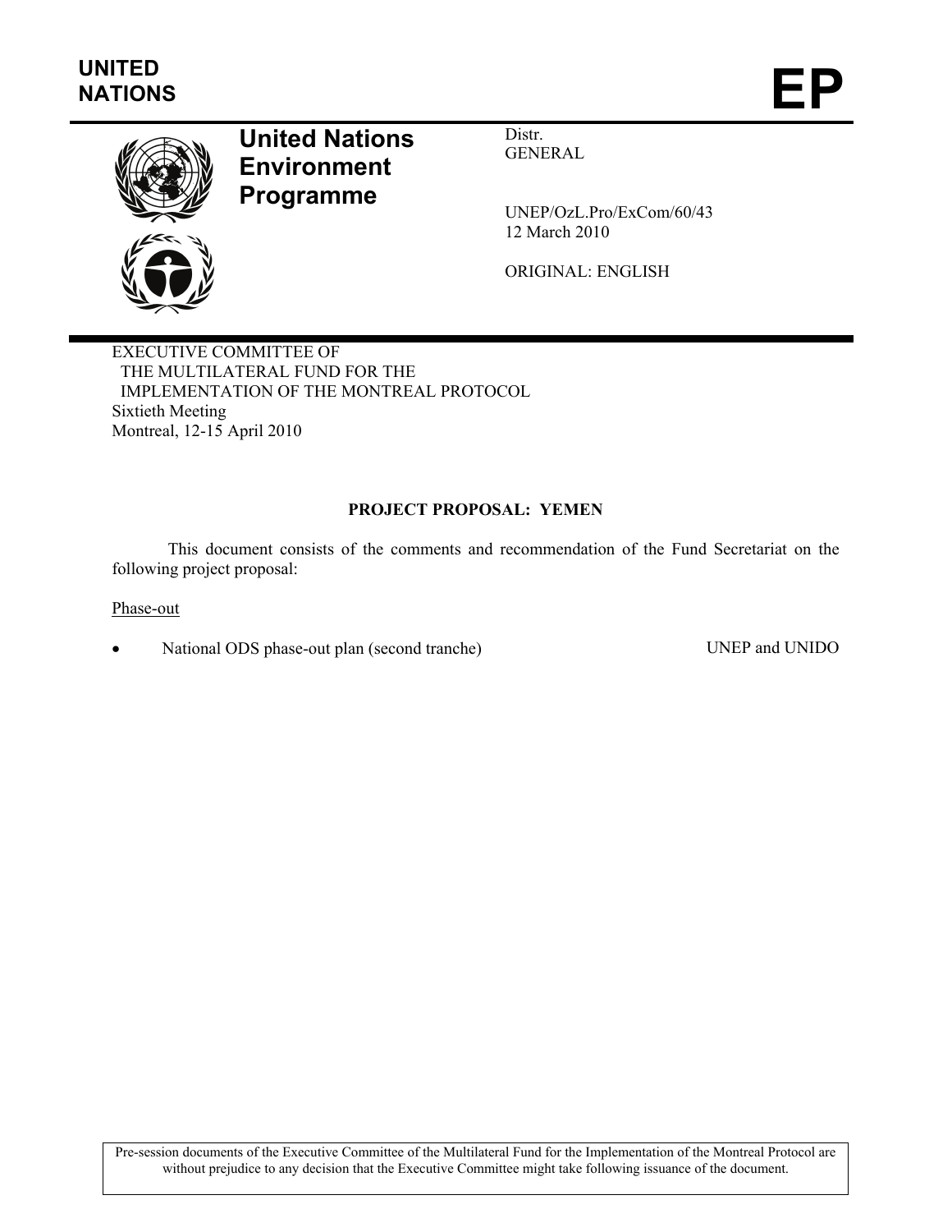UNITED NATIONS

# EP

**United Nations Environment Programme**

Distr.
GENERAL

UNEP/OzL.Pro/ExCom/60/43
12 March 2010

ORIGINAL: ENGLISH

EXECUTIVE COMMITTEE OF
THE MULTILATERAL FUND FOR THE
IMPLEMENTATION OF THE MONTREAL PROTOCOL
Sixtieth Meeting
Montreal, 12-15 April 2010

## PROJECT PROPOSAL: YEMEN

This document consists of the comments and recommendation of the Fund Secretariat on the following project proposal:

Phase-out

- National ODS phase-out plan (second tranche) UNEP and UNIDO

Pre-session documents of the Executive Committee of the Multilateral Fund for the Implementation of the Montreal Protocol are without prejudice to any decision that the Executive Committee might take following issuance of the document.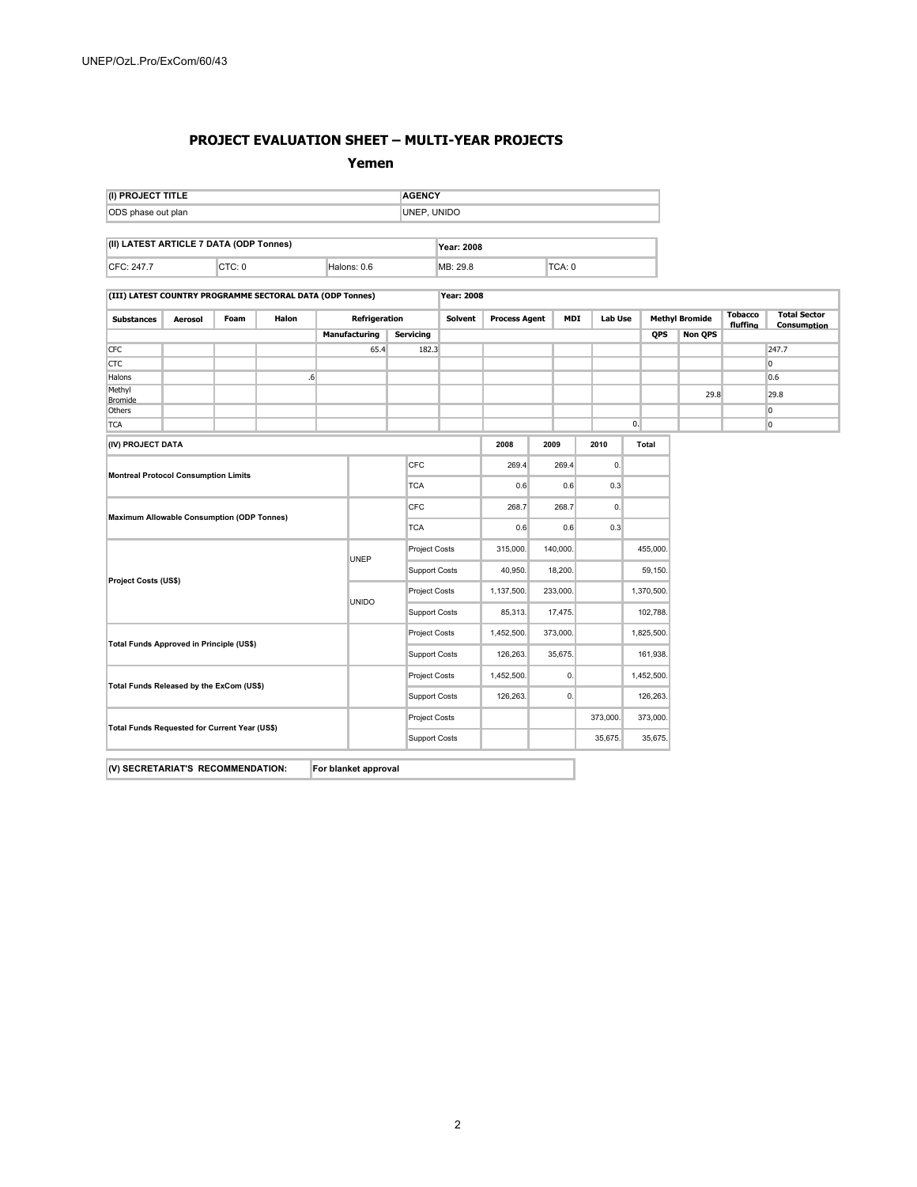## PROJECT EVALUATION SHEET – MULTI-YEAR PROJECTS

### Yemen

| (I) PROJECT TITLE | AGENCY |
|---|---|
| ODS phase out plan | UNEP, UNIDO |

| (II) LATEST ARTICLE 7 DATA (ODP Tonnes) | | | Year: 2008 | |
|---|---|---|---|---|
| CFC: 247.7 | CTC: 0 | Halons: 0.6 | MB: 29.8 | TCA: 0 |

**(III) LATEST COUNTRY PROGRAMME SECTORAL DATA (ODP Tonnes) — Year: 2008**

| Substances | Aerosol | Foam | Halon | Refrigeration | | Solvent | Process Agent | MDI | Lab Use | Methyl Bromide | | Tobacco fluffing | Total Sector Consumption |
|---|---|---|---|---|---|---|---|---|---|---|---|---|---|
| | | | | Manufacturing | Servicing | | | | | QPS | Non QPS | | |
| CFC | | | | 65.4 | 182.3 | | | | | | | | 247.7 |
| CTC | | | | | | | | | | | | | 0 |
| Halons | | | .6 | | | | | | | | | | 0.6 |
| Methyl Bromide | | | | | | | | | | | 29.8 | | 29.8 |
| Others | | | | | | | | | | | | | 0 |
| TCA | | | | | | | | | 0. | | | | 0 |

| (IV) PROJECT DATA | | | 2008 | 2009 | 2010 | Total |
|---|---|---|---|---|---|---|
| Montreal Protocol Consumption Limits | | CFC | 269.4 | 269.4 | 0. | |
| | | TCA | 0.6 | 0.6 | 0.3 | |
| Maximum Allowable Consumption (ODP Tonnes) | | CFC | 268.7 | 268.7 | 0. | |
| | | TCA | 0.6 | 0.6 | 0.3 | |
| Project Costs (US$) | UNEP | Project Costs | 315,000. | 140,000. | | 455,000. |
| | | Support Costs | 40,950. | 18,200. | | 59,150. |
| | UNIDO | Project Costs | 1,137,500. | 233,000. | | 1,370,500. |
| | | Support Costs | 85,313. | 17,475. | | 102,788. |
| Total Funds Approved in Principle (US$) | | Project Costs | 1,452,500. | 373,000. | | 1,825,500. |
| | | Support Costs | 126,263. | 35,675. | | 161,938. |
| Total Funds Released by the ExCom (US$) | | Project Costs | 1,452,500. | 0. | | 1,452,500. |
| | | Support Costs | 126,263. | 0. | | 126,263. |
| Total Funds Requested for Current Year (US$) | | Project Costs | | | 373,000. | 373,000. |
| | | Support Costs | | | 35,675. | 35,675. |

| (V) SECRETARIAT'S RECOMMENDATION: | For blanket approval |
|---|---|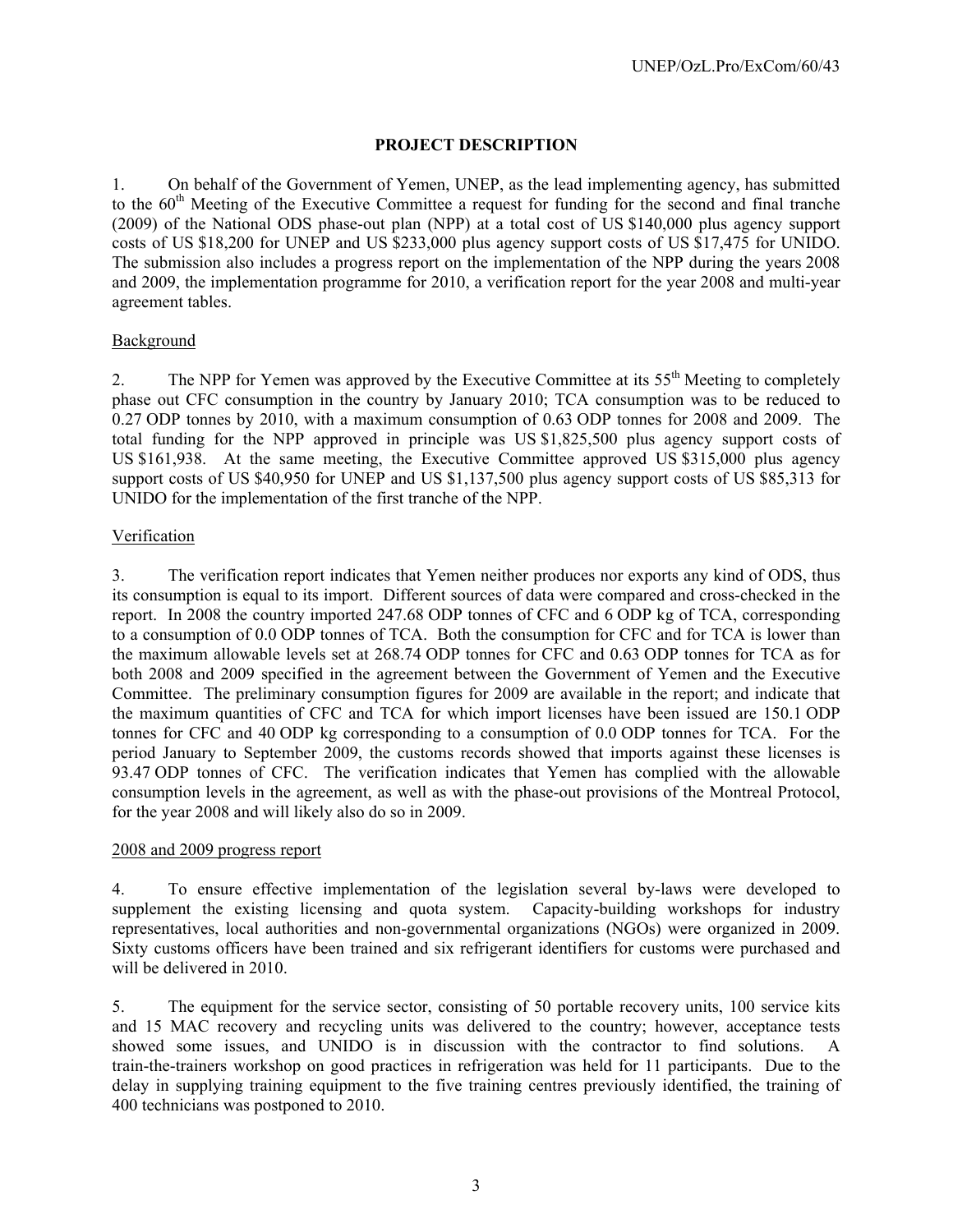## PROJECT DESCRIPTION

1. On behalf of the Government of Yemen, UNEP, as the lead implementing agency, has submitted to the 60th Meeting of the Executive Committee a request for funding for the second and final tranche (2009) of the National ODS phase-out plan (NPP) at a total cost of US $140,000 plus agency support costs of US $18,200 for UNEP and US $233,000 plus agency support costs of US $17,475 for UNIDO. The submission also includes a progress report on the implementation of the NPP during the years 2008 and 2009, the implementation programme for 2010, a verification report for the year 2008 and multi-year agreement tables.

### Background

2. The NPP for Yemen was approved by the Executive Committee at its 55th Meeting to completely phase out CFC consumption in the country by January 2010; TCA consumption was to be reduced to 0.27 ODP tonnes by 2010, with a maximum consumption of 0.63 ODP tonnes for 2008 and 2009. The total funding for the NPP approved in principle was US $1,825,500 plus agency support costs of US $161,938. At the same meeting, the Executive Committee approved US $315,000 plus agency support costs of US $40,950 for UNEP and US $1,137,500 plus agency support costs of US $85,313 for UNIDO for the implementation of the first tranche of the NPP.

### Verification

3. The verification report indicates that Yemen neither produces nor exports any kind of ODS, thus its consumption is equal to its import. Different sources of data were compared and cross-checked in the report. In 2008 the country imported 247.68 ODP tonnes of CFC and 6 ODP kg of TCA, corresponding to a consumption of 0.0 ODP tonnes of TCA. Both the consumption for CFC and for TCA is lower than the maximum allowable levels set at 268.74 ODP tonnes for CFC and 0.63 ODP tonnes for TCA as for both 2008 and 2009 specified in the agreement between the Government of Yemen and the Executive Committee. The preliminary consumption figures for 2009 are available in the report; and indicate that the maximum quantities of CFC and TCA for which import licenses have been issued are 150.1 ODP tonnes for CFC and 40 ODP kg corresponding to a consumption of 0.0 ODP tonnes for TCA. For the period January to September 2009, the customs records showed that imports against these licenses is 93.47 ODP tonnes of CFC. The verification indicates that Yemen has complied with the allowable consumption levels in the agreement, as well as with the phase-out provisions of the Montreal Protocol, for the year 2008 and will likely also do so in 2009.

### 2008 and 2009 progress report

4. To ensure effective implementation of the legislation several by-laws were developed to supplement the existing licensing and quota system. Capacity-building workshops for industry representatives, local authorities and non-governmental organizations (NGOs) were organized in 2009. Sixty customs officers have been trained and six refrigerant identifiers for customs were purchased and will be delivered in 2010.

5. The equipment for the service sector, consisting of 50 portable recovery units, 100 service kits and 15 MAC recovery and recycling units was delivered to the country; however, acceptance tests showed some issues, and UNIDO is in discussion with the contractor to find solutions. A train-the-trainers workshop on good practices in refrigeration was held for 11 participants. Due to the delay in supplying training equipment to the five training centres previously identified, the training of 400 technicians was postponed to 2010.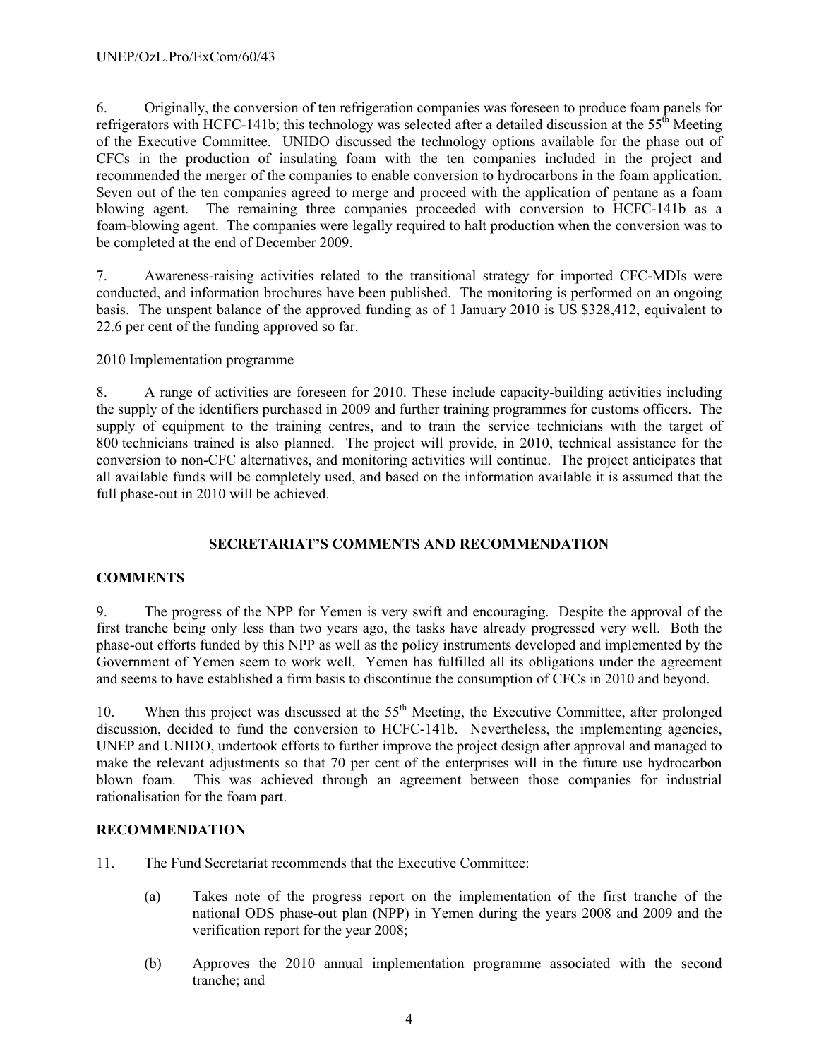6. Originally, the conversion of ten refrigeration companies was foreseen to produce foam panels for refrigerators with HCFC-141b; this technology was selected after a detailed discussion at the 55th Meeting of the Executive Committee. UNIDO discussed the technology options available for the phase out of CFCs in the production of insulating foam with the ten companies included in the project and recommended the merger of the companies to enable conversion to hydrocarbons in the foam application. Seven out of the ten companies agreed to merge and proceed with the application of pentane as a foam blowing agent. The remaining three companies proceeded with conversion to HCFC-141b as a foam-blowing agent. The companies were legally required to halt production when the conversion was to be completed at the end of December 2009.

7. Awareness-raising activities related to the transitional strategy for imported CFC-MDIs were conducted, and information brochures have been published. The monitoring is performed on an ongoing basis. The unspent balance of the approved funding as of 1 January 2010 is US $328,412, equivalent to 22.6 per cent of the funding approved so far.

2010 Implementation programme

8. A range of activities are foreseen for 2010. These include capacity-building activities including the supply of the identifiers purchased in 2009 and further training programmes for customs officers. The supply of equipment to the training centres, and to train the service technicians with the target of 800 technicians trained is also planned. The project will provide, in 2010, technical assistance for the conversion to non-CFC alternatives, and monitoring activities will continue. The project anticipates that all available funds will be completely used, and based on the information available it is assumed that the full phase-out in 2010 will be achieved.

## SECRETARIAT'S COMMENTS AND RECOMMENDATION

### COMMENTS

9. The progress of the NPP for Yemen is very swift and encouraging. Despite the approval of the first tranche being only less than two years ago, the tasks have already progressed very well. Both the phase-out efforts funded by this NPP as well as the policy instruments developed and implemented by the Government of Yemen seem to work well. Yemen has fulfilled all its obligations under the agreement and seems to have established a firm basis to discontinue the consumption of CFCs in 2010 and beyond.

10. When this project was discussed at the 55th Meeting, the Executive Committee, after prolonged discussion, decided to fund the conversion to HCFC-141b. Nevertheless, the implementing agencies, UNEP and UNIDO, undertook efforts to further improve the project design after approval and managed to make the relevant adjustments so that 70 per cent of the enterprises will in the future use hydrocarbon blown foam. This was achieved through an agreement between those companies for industrial rationalisation for the foam part.

### RECOMMENDATION

11. The Fund Secretariat recommends that the Executive Committee:

(a) Takes note of the progress report on the implementation of the first tranche of the national ODS phase-out plan (NPP) in Yemen during the years 2008 and 2009 and the verification report for the year 2008;

(b) Approves the 2010 annual implementation programme associated with the second tranche; and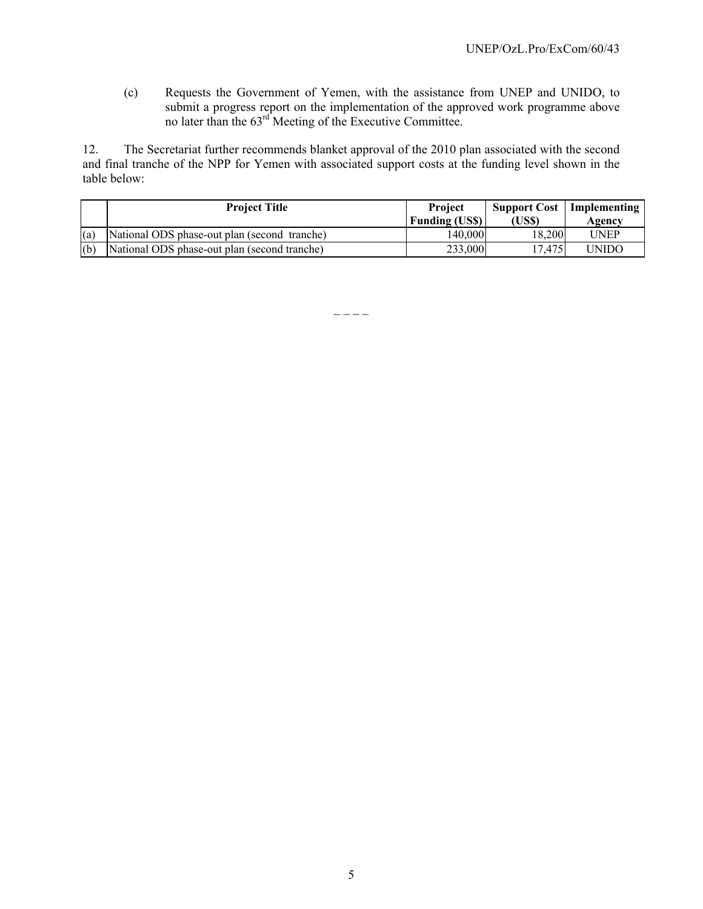(c) Requests the Government of Yemen, with the assistance from UNEP and UNIDO, to submit a progress report on the implementation of the approved work programme above no later than the 63rd Meeting of the Executive Committee.

12. The Secretariat further recommends blanket approval of the 2010 plan associated with the second and final tranche of the NPP for Yemen with associated support costs at the funding level shown in the table below:

| | Project Title | Project Funding (US$) | Support Cost (US$) | Implementing Agency |
|---|---|---|---|---|
| (a) | National ODS phase-out plan (second tranche) | 140,000 | 18,200 | UNEP |
| (b) | National ODS phase-out plan (second tranche) | 233,000 | 17,475 | UNIDO |

– – – –